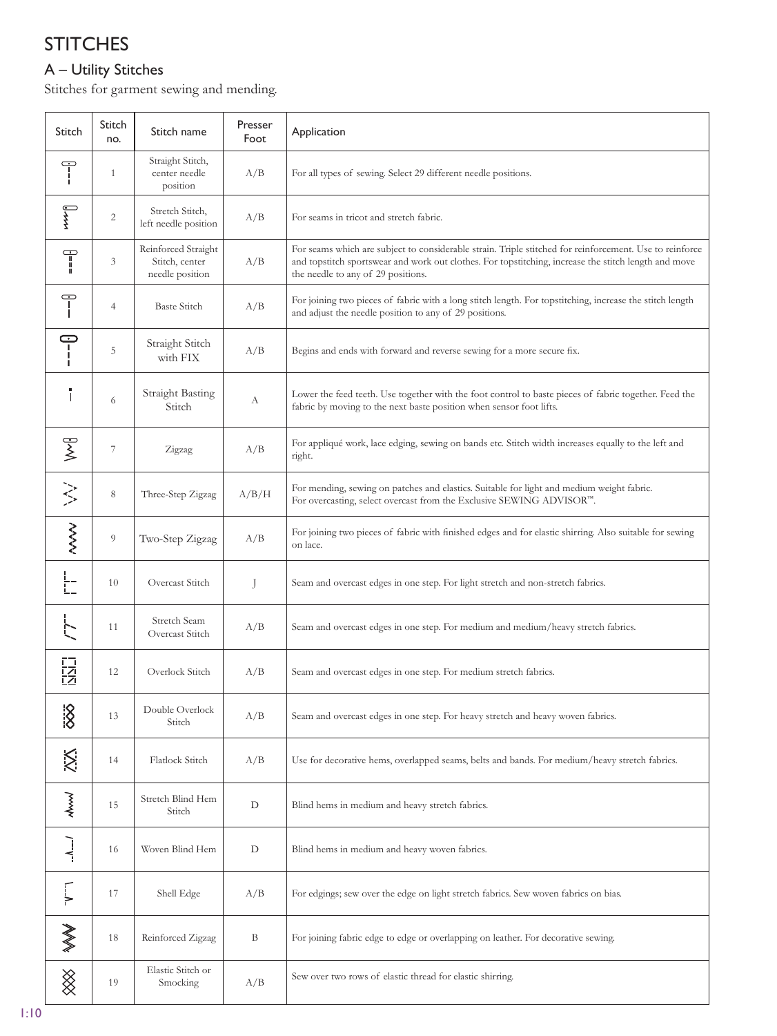# STITCHES

## A – Utility Stitches

Stitches for garment sewing and mending.

| Stitch | Stitch no. | Stitch name | Presser Foot | Application |
|---|---|---|---|---|
| | 1 | Straight Stitch, center needle position | A/B | For all types of sewing. Select 29 different needle positions. |
| | 2 | Stretch Stitch, left needle position | A/B | For seams in tricot and stretch fabric. |
| | 3 | Reinforced Straight Stitch, center needle position | A/B | For seams which are subject to considerable strain. Triple stitched for reinforcement. Use to reinforce and topstitch sportswear and work out clothes. For topstitching, increase the stitch length and move the needle to any of 29 positions. |
| | 4 | Baste Stitch | A/B | For joining two pieces of fabric with a long stitch length. For topstitching, increase the stitch length and adjust the needle position to any of 29 positions. |
| | 5 | Straight Stitch with FIX | A/B | Begins and ends with forward and reverse sewing for a more secure fix. |
| | 6 | Straight Basting Stitch | A | Lower the feed teeth. Use together with the foot control to baste pieces of fabric together. Feed the fabric by moving to the next baste position when sensor foot lifts. |
| | 7 | Zigzag | A/B | For appliqué work, lace edging, sewing on bands etc. Stitch width increases equally to the left and right. |
| | 8 | Three-Step Zigzag | A/B/H | For mending, sewing on patches and elastics. Suitable for light and medium weight fabric. For overcasting, select overcast from the Exclusive SEWING ADVISOR™. |
| | 9 | Two-Step Zigzag | A/B | For joining two pieces of fabric with finished edges and for elastic shirring. Also suitable for sewing on lace. |
| | 10 | Overcast Stitch | J | Seam and overcast edges in one step. For light stretch and non-stretch fabrics. |
| | 11 | Stretch Seam Overcast Stitch | A/B | Seam and overcast edges in one step. For medium and medium/heavy stretch fabrics. |
| | 12 | Overlock Stitch | A/B | Seam and overcast edges in one step. For medium stretch fabrics. |
| | 13 | Double Overlock Stitch | A/B | Seam and overcast edges in one step. For heavy stretch and heavy woven fabrics. |
| | 14 | Flatlock Stitch | A/B | Use for decorative hems, overlapped seams, belts and bands. For medium/heavy stretch fabrics. |
| | 15 | Stretch Blind Hem Stitch | D | Blind hems in medium and heavy stretch fabrics. |
| | 16 | Woven Blind Hem | D | Blind hems in medium and heavy woven fabrics. |
| | 17 | Shell Edge | A/B | For edgings; sew over the edge on light stretch fabrics. Sew woven fabrics on bias. |
| | 18 | Reinforced Zigzag | B | For joining fabric edge to edge or overlapping on leather. For decorative sewing. |
| | 19 | Elastic Stitch or Smocking | A/B | Sew over two rows of elastic thread for elastic shirring. |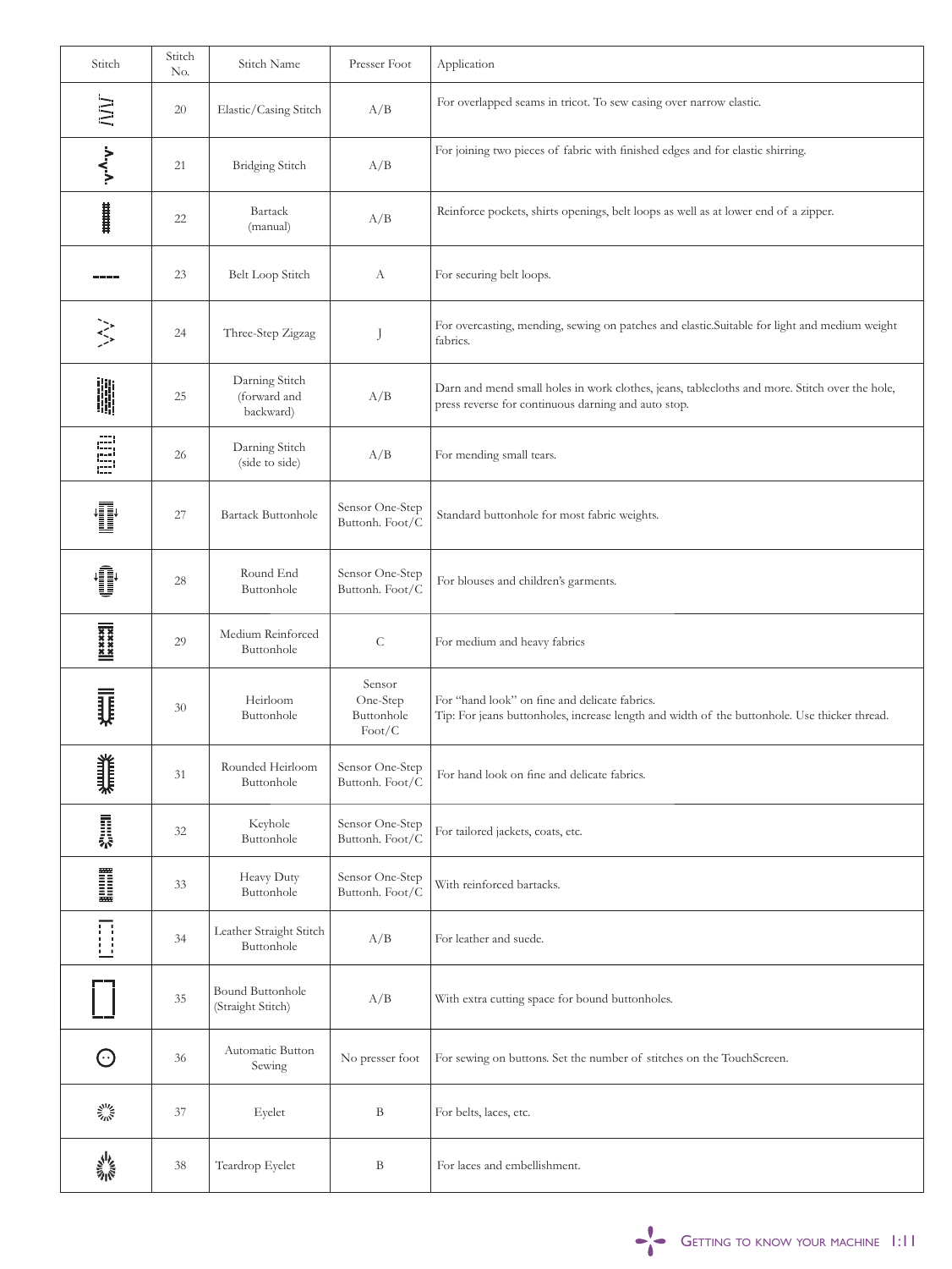| Stitch | Stitch No. | Stitch Name | Presser Foot | Application |
|---|---|---|---|---|
| | 20 | Elastic/Casing Stitch | A/B | For overlapped seams in tricot. To sew casing over narrow elastic. |
| | 21 | Bridging Stitch | A/B | For joining two pieces of fabric with finished edges and for elastic shirring. |
| | 22 | Bartack (manual) | A/B | Reinforce pockets, shirts openings, belt loops as well as at lower end of a zipper. |
| | 23 | Belt Loop Stitch | A | For securing belt loops. |
| | 24 | Three-Step Zigzag | J | For overcasting, mending, sewing on patches and elastic.Suitable for light and medium weight fabrics. |
| | 25 | Darning Stitch (forward and backward) | A/B | Darn and mend small holes in work clothes, jeans, tablecloths and more. Stitch over the hole, press reverse for continuous darning and auto stop. |
| | 26 | Darning Stitch (side to side) | A/B | For mending small tears. |
| | 27 | Bartack Buttonhole | Sensor One-Step Buttonh. Foot/C | Standard buttonhole for most fabric weights. |
| | 28 | Round End Buttonhole | Sensor One-Step Buttonh. Foot/C | For blouses and children's garments. |
| | 29 | Medium Reinforced Buttonhole | C | For medium and heavy fabrics |
| | 30 | Heirloom Buttonhole | Sensor One-Step Buttonhole Foot/C | For "hand look" on fine and delicate fabrics. Tip: For jeans buttonholes, increase length and width of the buttonhole. Use thicker thread. |
| | 31 | Rounded Heirloom Buttonhole | Sensor One-Step Buttonh. Foot/C | For hand look on fine and delicate fabrics. |
| | 32 | Keyhole Buttonhole | Sensor One-Step Buttonh. Foot/C | For tailored jackets, coats, etc. |
| | 33 | Heavy Duty Buttonhole | Sensor One-Step Buttonh. Foot/C | With reinforced bartacks. |
| | 34 | Leather Straight Stitch Buttonhole | A/B | For leather and suede. |
| | 35 | Bound Buttonhole (Straight Stitch) | A/B | With extra cutting space for bound buttonholes. |
| | 36 | Automatic Button Sewing | No presser foot | For sewing on buttons. Set the number of stitches on the TouchScreen. |
| | 37 | Eyelet | B | For belts, laces, etc. |
| | 38 | Teardrop Eyelet | B | For laces and embellishment. |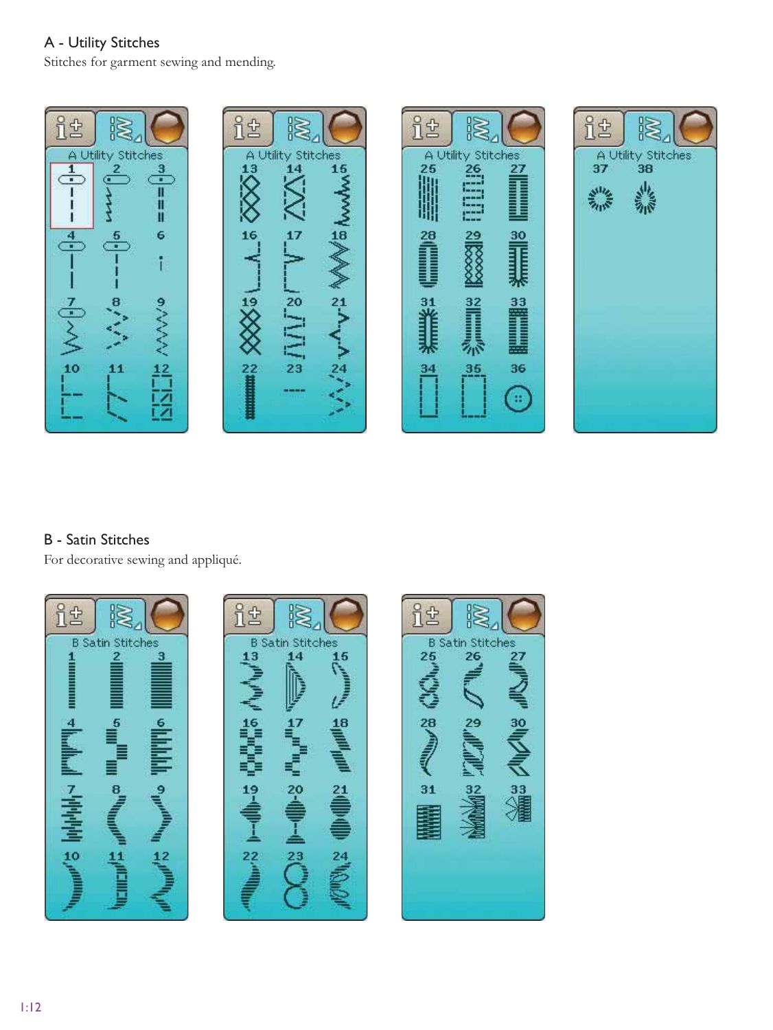## A - Utility Stitches

Stitches for garment sewing and mending.

A Utility Stitches

1 2 3
4 5 6
7 8 9
10 11 12

A Utility Stitches

13 14 15
16 17 18
19 20 21
22 23 24

A Utility Stitches

25 26 27
28 29 30
31 32 33
34 35 36

A Utility Stitches

37 38

## B - Satin Stitches

For decorative sewing and appliqué.

B Satin Stitches

1 2 3
4 5 6
7 8 9
10 11 12

B Satin Stitches

13 14 15
16 17 18
19 20 21
22 23 24

B Satin Stitches

25 26 27
28 29 30
31 32 33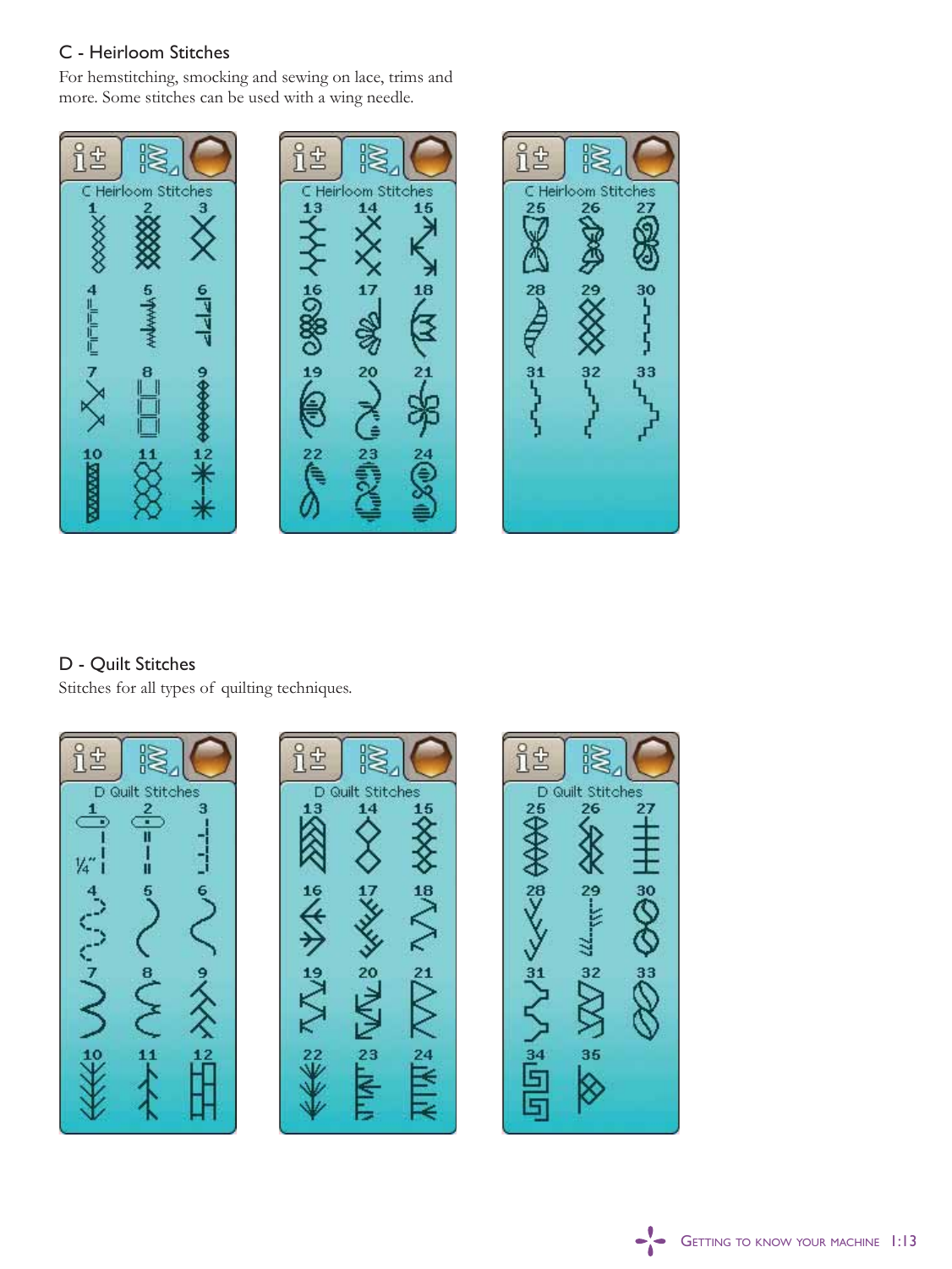## C - Heirloom Stitches

For hemstitching, smocking and sewing on lace, trims and more. Some stitches can be used with a wing needle.

C Heirloom Stitches

1 2 3
4 5 6
7 8 9
10 11 12

C Heirloom Stitches

13 14 15
16 17 18
19 20 21
22 23 24

C Heirloom Stitches

25 26 27
28 29 30
31 32 33

## D - Quilt Stitches

Stitches for all types of quilting techniques.

D Quilt Stitches

1 2 3
¼"
4 5 6
7 8 9
10 11 12

D Quilt Stitches

13 14 15
16 17 18
19 20 21
22 23 24

D Quilt Stitches

25 26 27
28 29 30
31 32 33
34 35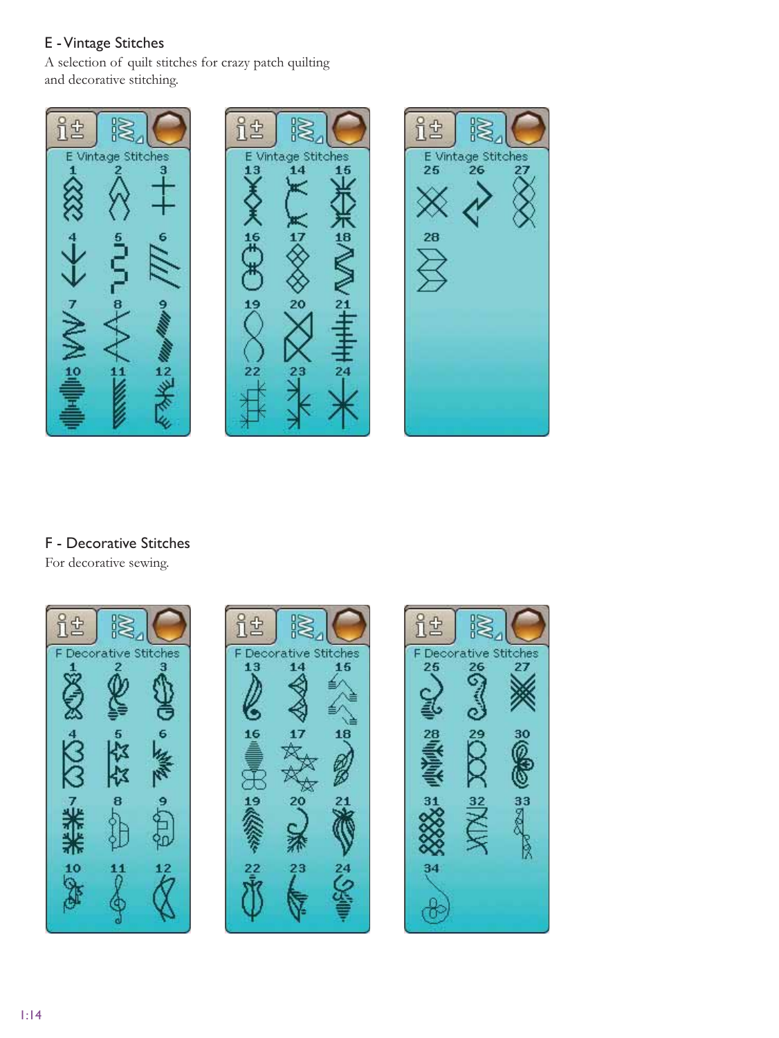## E - Vintage Stitches

A selection of quilt stitches for crazy patch quilting and decorative stitching.

E Vintage Stitches

1 2 3 4 5 6 7 8 9 10 11 12

E Vintage Stitches

13 14 15 16 17 18 19 20 21 22 23 24

E Vintage Stitches

25 26 27 28

## F - Decorative Stitches

For decorative sewing.

F Decorative Stitches

1 2 3 4 5 6 7 8 9 10 11 12

F Decorative Stitches

13 14 15 16 17 18 19 20 21 22 23 24

F Decorative Stitches

25 26 27 28 29 30 31 32 33 34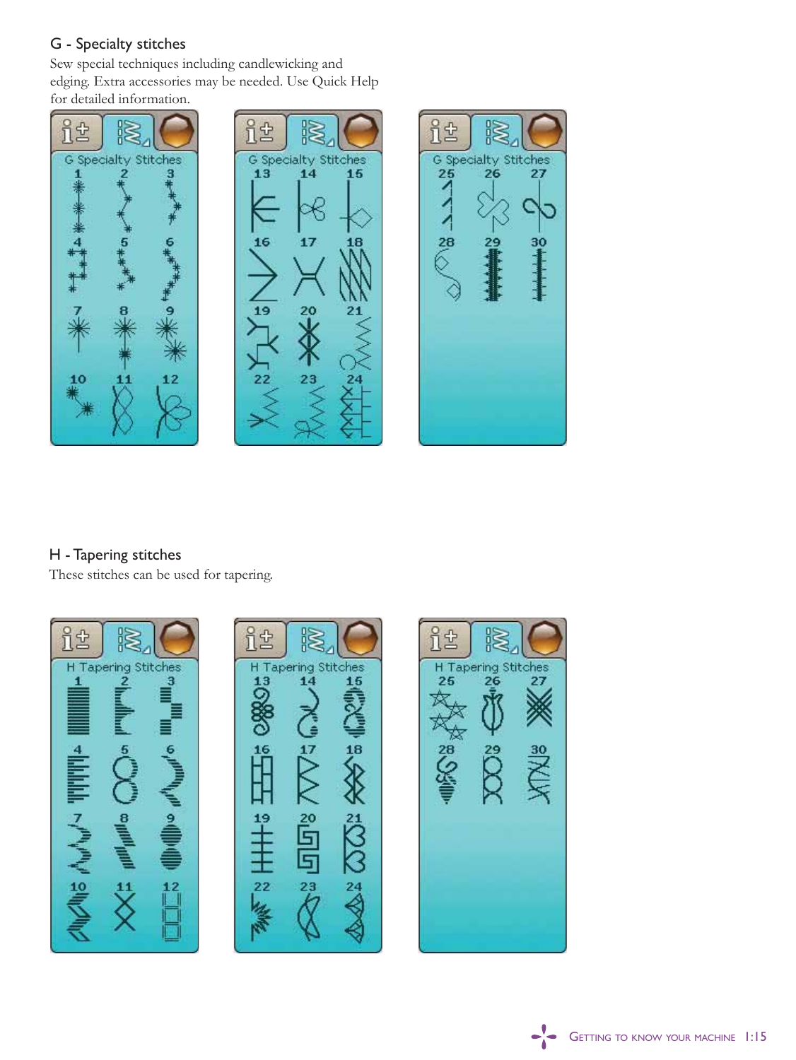## G - Specialty stitches

Sew special techniques including candlewicking and edging. Extra accessories may be needed. Use Quick Help for detailed information.

G Specialty Stitches

1 2 3 4 5 6 7 8 9 10 11 12

G Specialty Stitches

13 14 15 16 17 18 19 20 21 22 23 24

G Specialty Stitches

25 26 27 28 29 30

## H - Tapering stitches

These stitches can be used for tapering.

H Tapering Stitches

1 2 3 4 5 6 7 8 9 10 11 12

H Tapering Stitches

13 14 15 16 17 18 19 20 21 22 23 24

H Tapering Stitches

25 26 27 28 29 30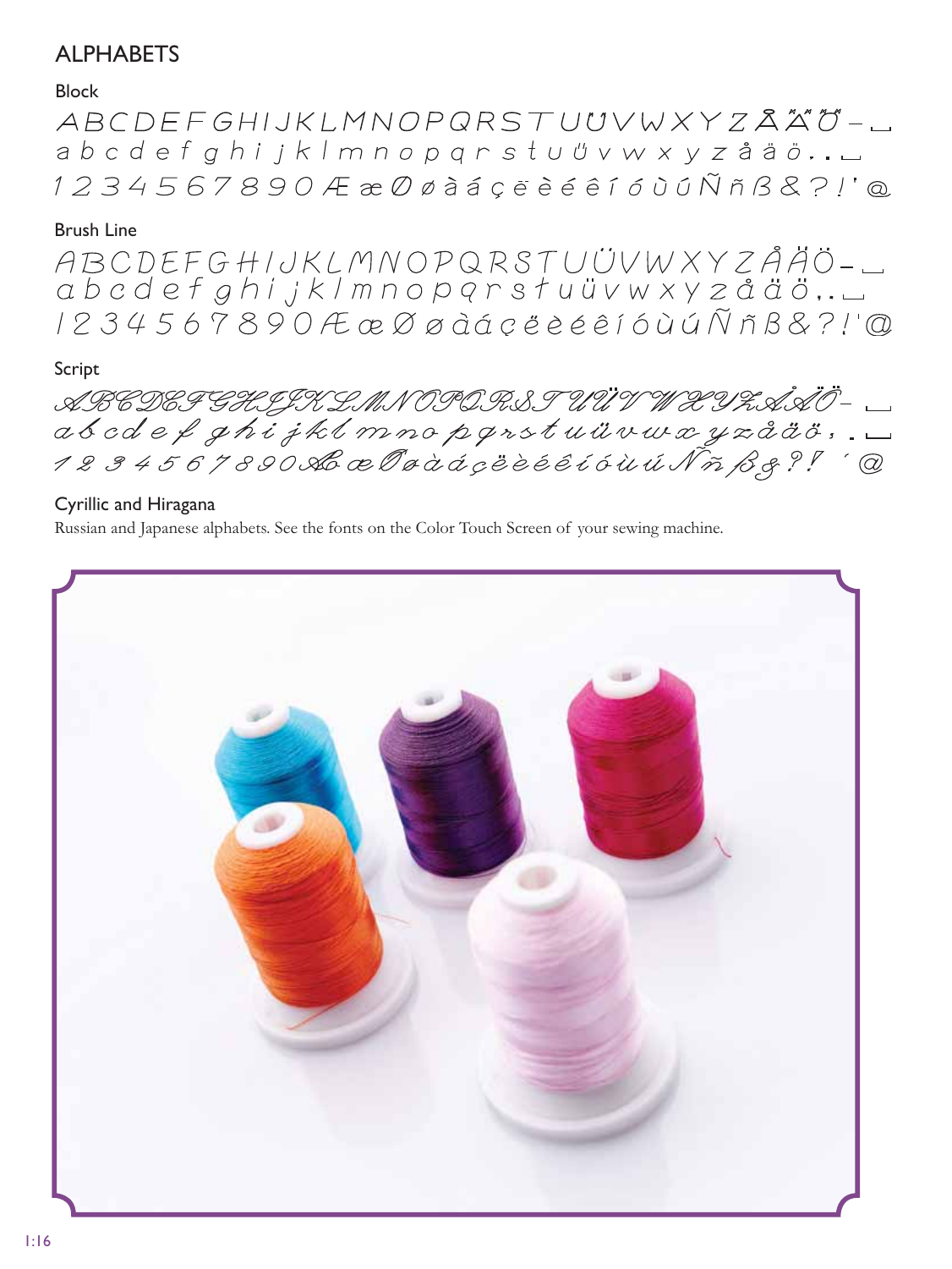## ALPHABETS

### Block

ABCDEFGHIJKLMNOPQRSTUÜVWXYZÅÄÖ-␣
abcdefghijklmnopqrstuüvwxyzåäö.,␣
1234567890ÆæØøàáçëèéêíóùúÑñß&?!'@

### Brush Line

ABCDEFGHIJKLMNOPQRSTUÜVWXYZÅÄÖ-␣
abcdefghijklmnopqrstuüvwxyzåäö,.␣
1234567890ÆæØøàáçëèéêíóùúÑñß&?!'@

### Script

ABCDEFGHIJKLMNOPQRSTUÜVWXYZÅÄÖ-␣
abcdefghijklmnopqrstuüvwxyzåäö,.␣
1234567890ÆæØøàáçëèéêíóùúÑñß&?!'@

### Cyrillic and Hiragana

Russian and Japanese alphabets. See the fonts on the Color Touch Screen of your sewing machine.